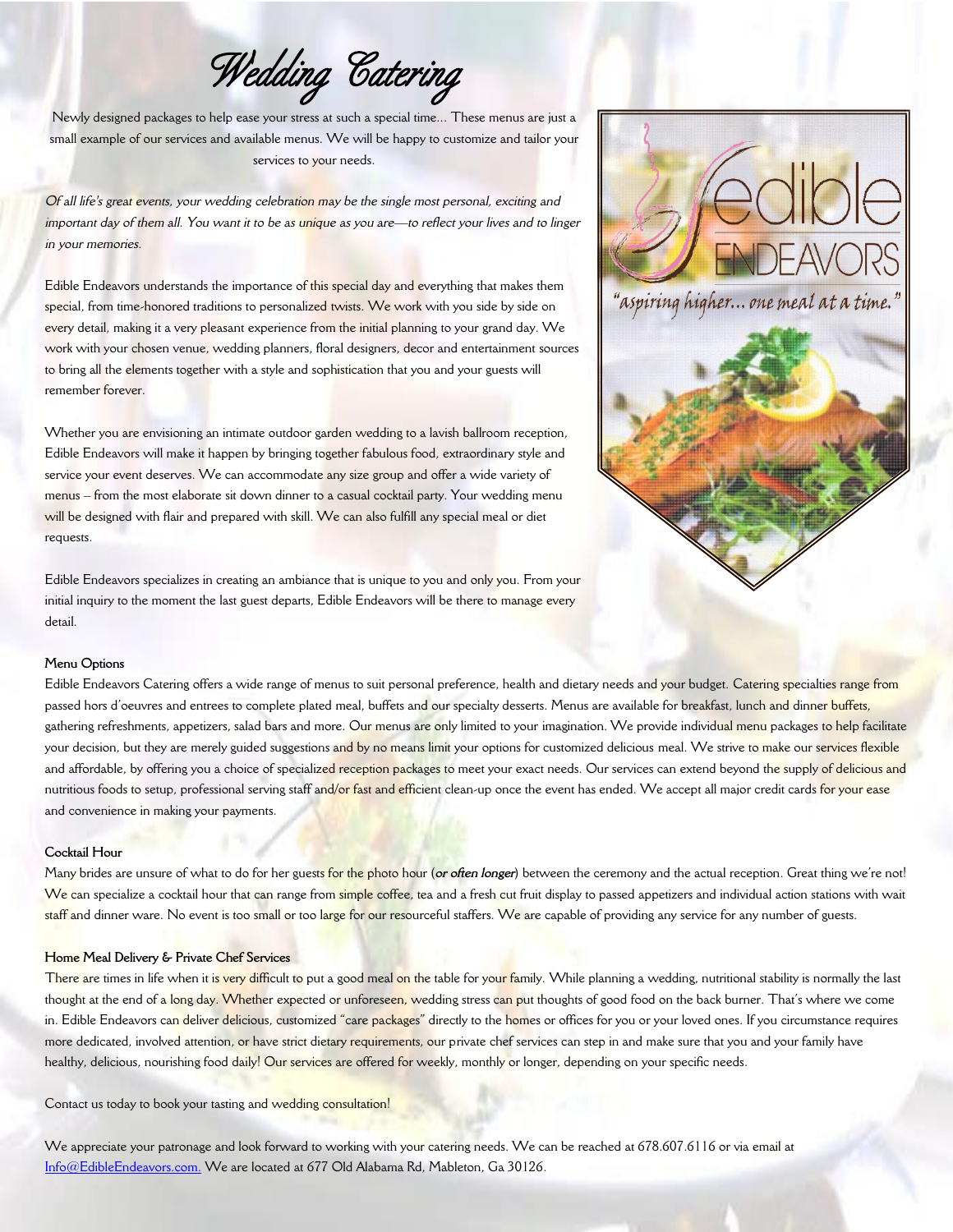# Wedding Catering

Newly designed packages to help ease your stress at such a special time... These menus are just a small example of our services and available menus. We will be happy to customize and tailor your services to your needs.

*Of all life's great events, your wedding celebration may be the single most personal, exciting and important day of them all. You want it to be as unique as you are—to reflect your lives and to linger in your memories.*

Edible Endeavors understands the importance of this special day and everything that makes them special, from time-honored traditions to personalized twists. We work with you side by side on every detail, making it a very pleasant experience from the initial planning to your grand day. We work with your chosen venue, wedding planners, floral designers, decor and entertainment sources to bring all the elements together with a style and sophistication that you and your guests will remember forever.

Whether you are envisioning an intimate outdoor garden wedding to a lavish ballroom reception, Edible Endeavors will make it happen by bringing together fabulous food, extraordinary style and service your event deserves. We can accommodate any size group and offer a wide variety of menus – from the most elaborate sit down dinner to a casual cocktail party. Your wedding menu will be designed with flair and prepared with skill. We can also fulfill any special meal or diet requests.

Edible Endeavors specializes in creating an ambiance that is unique to you and only you. From your initial inquiry to the moment the last guest departs, Edible Endeavors will be there to manage every detail.

edible ENDEAVORS

"aspiring higher... one meal at a time."

### Menu Options

Edible Endeavors Catering offers a wide range of menus to suit personal preference, health and dietary needs and your budget. Catering specialties range from passed hors d'oeuvres and entrees to complete plated meal, buffets and our specialty desserts. Menus are available for breakfast, lunch and dinner buffets, gathering refreshments, appetizers, salad bars and more. Our menus are only limited to your imagination. We provide individual menu packages to help facilitate your decision, but they are merely guided suggestions and by no means limit your options for customized delicious meal. We strive to make our services flexible and affordable, by offering you a choice of specialized reception packages to meet your exact needs. Our services can extend beyond the supply of delicious and nutritious foods to setup, professional serving staff and/or fast and efficient clean-up once the event has ended. We accept all major credit cards for your ease and convenience in making your payments.

### Cocktail Hour

Many brides are unsure of what to do for her guests for the photo hour (***or often longer***) between the ceremony and the actual reception. Great thing we're not! We can specialize a cocktail hour that can range from simple coffee, tea and a fresh cut fruit display to passed appetizers and individual action stations with wait staff and dinner ware. No event is too small or too large for our resourceful staffers. We are capable of providing any service for any number of guests.

### Home Meal Delivery & Private Chef Services

There are times in life when it is very difficult to put a good meal on the table for your family. While planning a wedding, nutritional stability is normally the last thought at the end of a long day. Whether expected or unforeseen, wedding stress can put thoughts of good food on the back burner. That's where we come in. Edible Endeavors can deliver delicious, customized "care packages" directly to the homes or offices for you or your loved ones. If you circumstance requires more dedicated, involved attention, or have strict dietary requirements, our private chef services can step in and make sure that you and your family have healthy, delicious, nourishing food daily! Our services are offered for weekly, monthly or longer, depending on your specific needs.

Contact us today to book your tasting and wedding consultation!

We appreciate your patronage and look forward to working with your catering needs. We can be reached at 678.607.6116 or via email at Info@EdibleEndeavors.com. We are located at 677 Old Alabama Rd, Mableton, Ga 30126.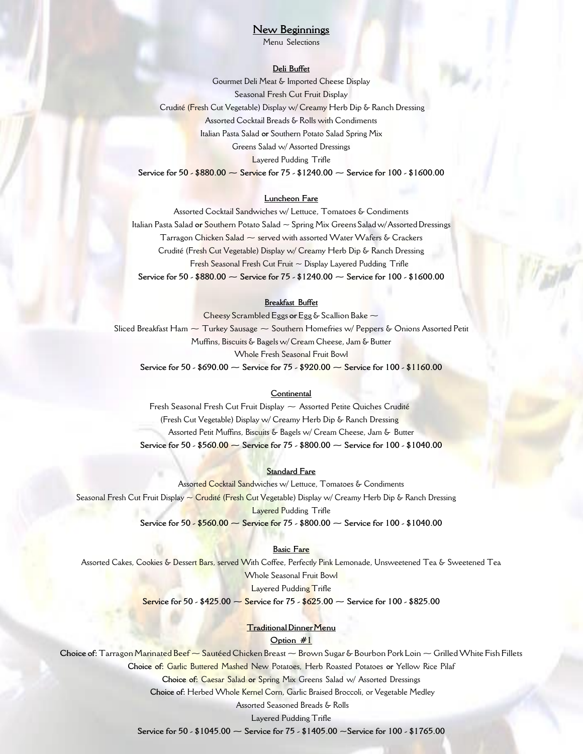# New Beginnings

Menu Selections

## Deli Buffet

Gourmet Deli Meat & Imported Cheese Display

Seasonal Fresh Cut Fruit Display

Crudité (Fresh Cut Vegetable) Display w/ Creamy Herb Dip & Ranch Dressing

Assorted Cocktail Breads & Rolls with Condiments

Italian Pasta Salad **or** Southern Potato Salad Spring Mix

Greens Salad w/ Assorted Dressings

Layered Pudding Trifle

**Service for 50 - $880.00 ~ Service for 75 - $1240.00 ~ Service for 100 - $1600.00**

## Luncheon Fare

Assorted Cocktail Sandwiches w/ Lettuce, Tomatoes & Condiments

Italian Pasta Salad **or** Southern Potato Salad ~ Spring Mix Greens Salad w/ Assorted Dressings

Tarragon Chicken Salad ~ served with assorted Water Wafers & Crackers

Crudité (Fresh Cut Vegetable) Display w/ Creamy Herb Dip & Ranch Dressing

Fresh Seasonal Fresh Cut Fruit ~ Display Layered Pudding Trifle

**Service for 50 - $880.00 ~ Service for 75 - $1240.00 ~ Service for 100 - $1600.00**

## Breakfast Buffet

Cheesy Scrambled Eggs **or** Egg & Scallion Bake ~

Sliced Breakfast Ham ~ Turkey Sausage ~ Southern Homefries w/ Peppers & Onions Assorted Petit

Muffins, Biscuits & Bagels w/ Cream Cheese, Jam & Butter

Whole Fresh Seasonal Fruit Bowl

**Service for 50 - $690.00 ~ Service for 75 - $920.00 ~ Service for 100 - $1160.00**

## Continental

Fresh Seasonal Fresh Cut Fruit Display ~ Assorted Petite Quiches Crudité

(Fresh Cut Vegetable) Display w/ Creamy Herb Dip & Ranch Dressing

Assorted Petit Muffins, Biscuits & Bagels w/ Cream Cheese, Jam & Butter

**Service for 50 - $560.00 ~ Service for 75 - $800.00 ~ Service for 100 - $1040.00**

## Standard Fare

Assorted Cocktail Sandwiches w/ Lettuce, Tomatoes & Condiments

Seasonal Fresh Cut Fruit Display ~ Crudité (Fresh Cut Vegetable) Display w/ Creamy Herb Dip & Ranch Dressing

Layered Pudding Trifle

**Service for 50 - $560.00 ~ Service for 75 - $800.00 ~ Service for 100 - $1040.00**

## Basic Fare

Assorted Cakes, Cookies & Dessert Bars, served With Coffee, Perfectly Pink Lemonade, Unsweetened Tea & Sweetened Tea

Whole Seasonal Fruit Bowl

Layered Pudding Trifle

**Service for 50 - $425.00 ~ Service for 75 - $625.00 ~ Service for 100 - $825.00**

## Traditional Dinner Menu

### Option #1

**Choice of:** Tarragon Marinated Beef ~ Sautéed Chicken Breast ~ Brown Sugar & Bourbon Pork Loin ~ Grilled White Fish Fillets

**Choice of:** Garlic Buttered Mashed New Potatoes, Herb Roasted Potatoes **or** Yellow Rice Pilaf

**Choice of:** Caesar Salad **or** Spring Mix Greens Salad w/ Assorted Dressings

**Choice of:** Herbed Whole Kernel Corn, Garlic Braised Broccoli, or Vegetable Medley

Assorted Seasoned Breads & Rolls

Layered Pudding Trifle

**Service for 50 - $1045.00 ~ Service for 75 - $1405.00 ~Service for 100 - $1765.00**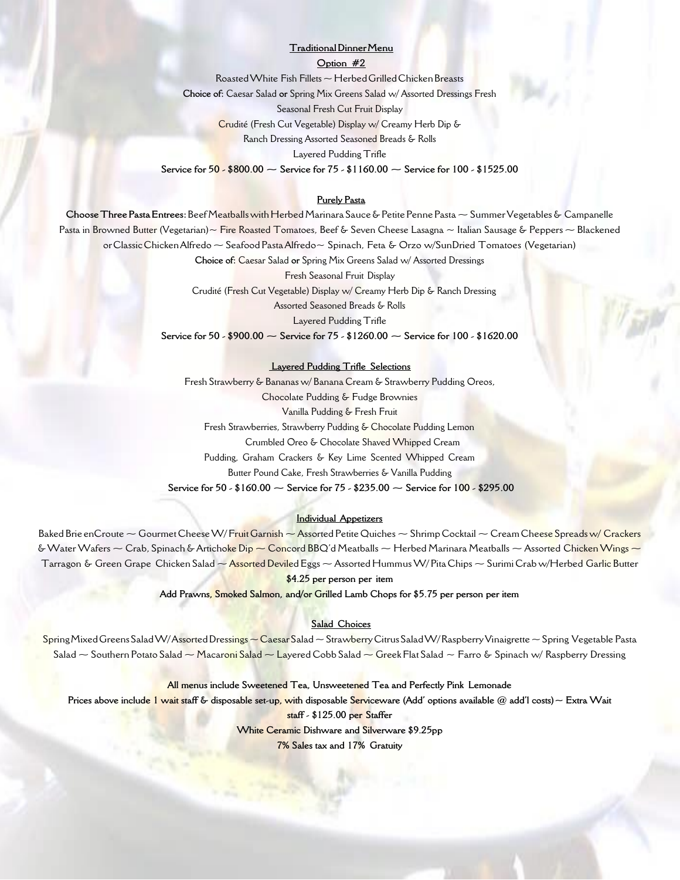## Traditional Dinner Menu

**Option #2**

Roasted White Fish Fillets ~ Herbed Grilled Chicken Breasts

**Choice of:** Caesar Salad **or** Spring Mix Greens Salad w/ Assorted Dressings Fresh

Seasonal Fresh Cut Fruit Display

Crudité (Fresh Cut Vegetable) Display w/ Creamy Herb Dip &

Ranch Dressing Assorted Seasoned Breads & Rolls

Layered Pudding Trifle

**Service for 50 - $800.00 ~ Service for 75 - $1160.00 ~ Service for 100 - $1525.00**

## Purely Pasta

**Choose Three Pasta Entrees:** Beef Meatballs with Herbed Marinara Sauce & Petite Penne Pasta ~ Summer Vegetables & Campanelle Pasta in Browned Butter (Vegetarian) ~ Fire Roasted Tomatoes, Beef & Seven Cheese Lasagna ~ Italian Sausage & Peppers ~ Blackened or Classic Chicken Alfredo ~ Seafood Pasta Alfredo ~ Spinach, Feta & Orzo w/SunDried Tomatoes (Vegetarian)

**Choice of:** Caesar Salad **or** Spring Mix Greens Salad w/ Assorted Dressings

Fresh Seasonal Fruit Display

Crudité (Fresh Cut Vegetable) Display w/ Creamy Herb Dip & Ranch Dressing

Assorted Seasoned Breads & Rolls

Layered Pudding Trifle

**Service for 50 - $900.00 ~ Service for 75 - $1260.00 ~ Service for 100 - $1620.00**

## Layered Pudding Trifle Selections

Fresh Strawberry & Bananas w/ Banana Cream & Strawberry Pudding Oreos,

Chocolate Pudding & Fudge Brownies

Vanilla Pudding & Fresh Fruit

Fresh Strawberries, Strawberry Pudding & Chocolate Pudding Lemon

Crumbled Oreo & Chocolate Shaved Whipped Cream

Pudding, Graham Crackers & Key Lime Scented Whipped Cream

Butter Pound Cake, Fresh Strawberries & Vanilla Pudding

**Service for 50 - $160.00 ~ Service for 75 - $235.00 ~ Service for 100 - $295.00**

## Individual Appetizers

Baked Brie enCroute ~ Gourmet Cheese W/ Fruit Garnish ~ Assorted Petite Quiches ~ Shrimp Cocktail ~ Cream Cheese Spreads w/ Crackers & Water Wafers ~ Crab, Spinach & Artichoke Dip ~ Concord BBQ'd Meatballs ~ Herbed Marinara Meatballs ~ Assorted Chicken Wings ~ Tarragon & Green Grape Chicken Salad ~ Assorted Deviled Eggs ~ Assorted Hummus W/ Pita Chips ~ Surimi Crab w/Herbed Garlic Butter

**$4.25 per person per item**

**Add Prawns, Smoked Salmon, and/or Grilled Lamb Chops for $5.75 per person per item**

## Salad Choices

Spring Mixed Greens Salad W/ Assorted Dressings ~ Caesar Salad ~ Strawberry Citrus Salad W/ Raspberry Vinaigrette ~ Spring Vegetable Pasta Salad ~ Southern Potato Salad ~ Macaroni Salad ~ Layered Cobb Salad ~ Greek Flat Salad ~ Farro & Spinach w/ Raspberry Dressing

**All menus include Sweetened Tea, Unsweetened Tea and Perfectly Pink Lemonade**

**Prices above include 1 wait staff & disposable set-up, with disposable Serviceware (Add' options available @ add'l costs) ~ Extra Wait staff - $125.00 per Staffer**

**White Ceramic Dishware and Silverware $9.25pp**

**7% Sales tax and 17% Gratuity**